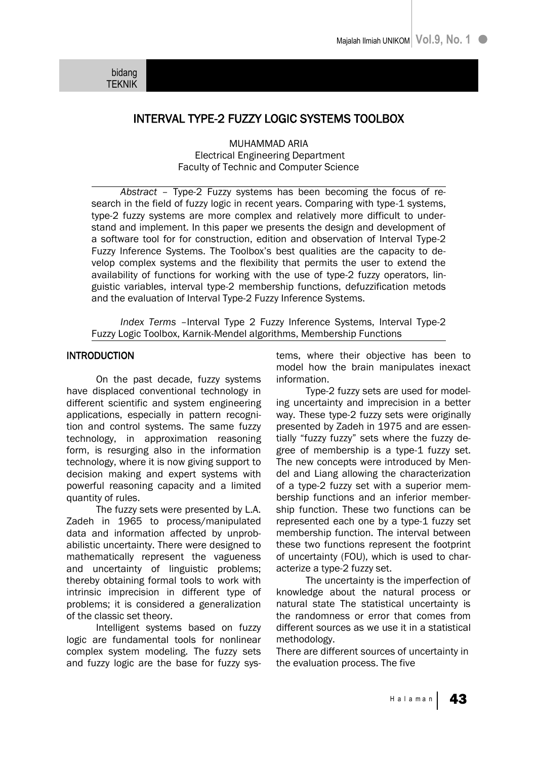bidang TEKNIK

# INTERVAL TYPE-2 FUZZY LOGIC SYSTEMS TOOLBOX

MUHAMMAD ARIA
Electrical Engineering Department
Faculty of Technic and Computer Science

*Abstract* – Type-2 Fuzzy systems has been becoming the focus of research in the field of fuzzy logic in recent years. Comparing with type-1 systems, type-2 fuzzy systems are more complex and relatively more difficult to understand and implement. In this paper we presents the design and development of a software tool for for construction, edition and observation of Interval Type-2 Fuzzy Inference Systems. The Toolbox's best qualities are the capacity to develop complex systems and the flexibility that permits the user to extend the availability of functions for working with the use of type-2 fuzzy operators, linguistic variables, interval type-2 membership functions, defuzzification metods and the evaluation of Interval Type-2 Fuzzy Inference Systems.

*Index Terms* –Interval Type 2 Fuzzy Inference Systems, Interval Type-2 Fuzzy Logic Toolbox, Karnik-Mendel algorithms, Membership Functions

## INTRODUCTION

On the past decade, fuzzy systems have displaced conventional technology in different scientific and system engineering applications, especially in pattern recognition and control systems. The same fuzzy technology, in approximation reasoning form, is resurging also in the information technology, where it is now giving support to decision making and expert systems with powerful reasoning capacity and a limited quantity of rules.

The fuzzy sets were presented by L.A. Zadeh in 1965 to process/manipulated data and information affected by unprobabilistic uncertainty. There were designed to mathematically represent the vagueness and uncertainty of linguistic problems; thereby obtaining formal tools to work with intrinsic imprecision in different type of problems; it is considered a generalization of the classic set theory.

Intelligent systems based on fuzzy logic are fundamental tools for nonlinear complex system modeling. The fuzzy sets and fuzzy logic are the base for fuzzy systems, where their objective has been to model how the brain manipulates inexact information.

Type-2 fuzzy sets are used for modeling uncertainty and imprecision in a better way. These type-2 fuzzy sets were originally presented by Zadeh in 1975 and are essentially "fuzzy fuzzy" sets where the fuzzy degree of membership is a type-1 fuzzy set. The new concepts were introduced by Mendel and Liang allowing the characterization of a type-2 fuzzy set with a superior membership functions and an inferior membership function. These two functions can be represented each one by a type-1 fuzzy set membership function. The interval between these two functions represent the footprint of uncertainty (FOU), which is used to characterize a type-2 fuzzy set.

The uncertainty is the imperfection of knowledge about the natural process or natural state The statistical uncertainty is the randomness or error that comes from different sources as we use it in a statistical methodology.

There are different sources of uncertainty in the evaluation process. The five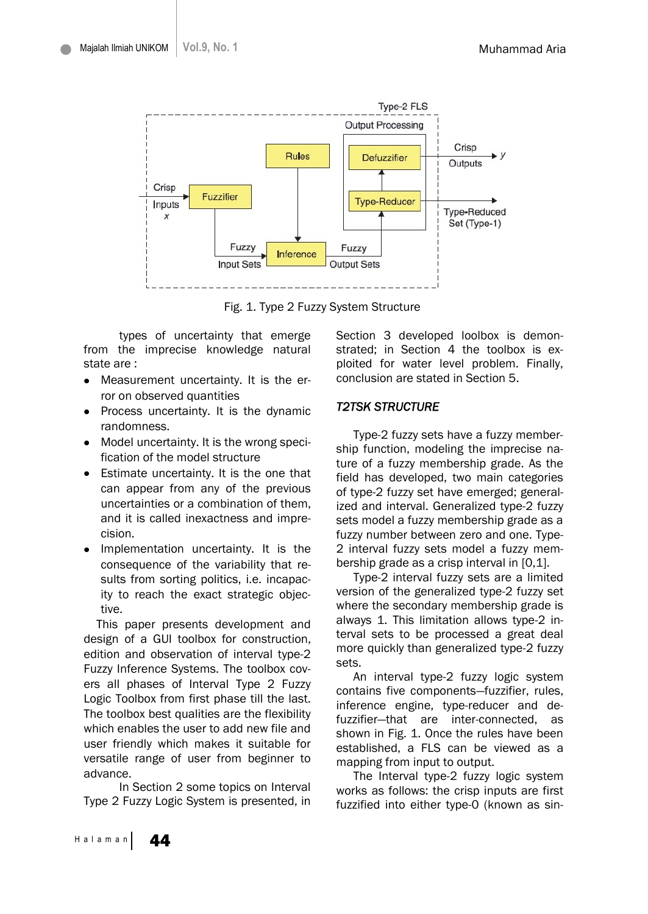Fig. 1. Type 2 Fuzzy System Structure

types of uncertainty that emerge from the imprecise knowledge natural state are :

- Measurement uncertainty. It is the error on observed quantities
- Process uncertainty. It is the dynamic randomness.
- Model uncertainty. It is the wrong specification of the model structure
- Estimate uncertainty. It is the one that can appear from any of the previous uncertainties or a combination of them, and it is called inexactness and imprecision.
- Implementation uncertainty. It is the consequence of the variability that results from sorting politics, i.e. incapacity to reach the exact strategic objective.

This paper presents development and design of a GUI toolbox for construction, edition and observation of interval type-2 Fuzzy Inference Systems. The toolbox covers all phases of Interval Type 2 Fuzzy Logic Toolbox from first phase till the last. The toolbox best qualities are the flexibility which enables the user to add new file and user friendly which makes it suitable for versatile range of user from beginner to advance.

In Section 2 some topics on Interval Type 2 Fuzzy Logic System is presented, in Section 3 developed loolbox is demonstrated; in Section 4 the toolbox is exploited for water level problem. Finally, conclusion are stated in Section 5.

## *T2TSK STRUCTURE*

Type-2 fuzzy sets have a fuzzy membership function, modeling the imprecise nature of a fuzzy membership grade. As the field has developed, two main categories of type-2 fuzzy set have emerged; generalized and interval. Generalized type-2 fuzzy sets model a fuzzy membership grade as a fuzzy number between zero and one. Type-2 interval fuzzy sets model a fuzzy membership grade as a crisp interval in [0,1].

Type-2 interval fuzzy sets are a limited version of the generalized type-2 fuzzy set where the secondary membership grade is always 1. This limitation allows type-2 interval sets to be processed a great deal more quickly than generalized type-2 fuzzy sets.

An interval type-2 fuzzy logic system contains five components—fuzzifier, rules, inference engine, type-reducer and defuzzifier—that are inter-connected, as shown in Fig. 1. Once the rules have been established, a FLS can be viewed as a mapping from input to output.

The Interval type-2 fuzzy logic system works as follows: the crisp inputs are first fuzzified into either type-0 (known as sin-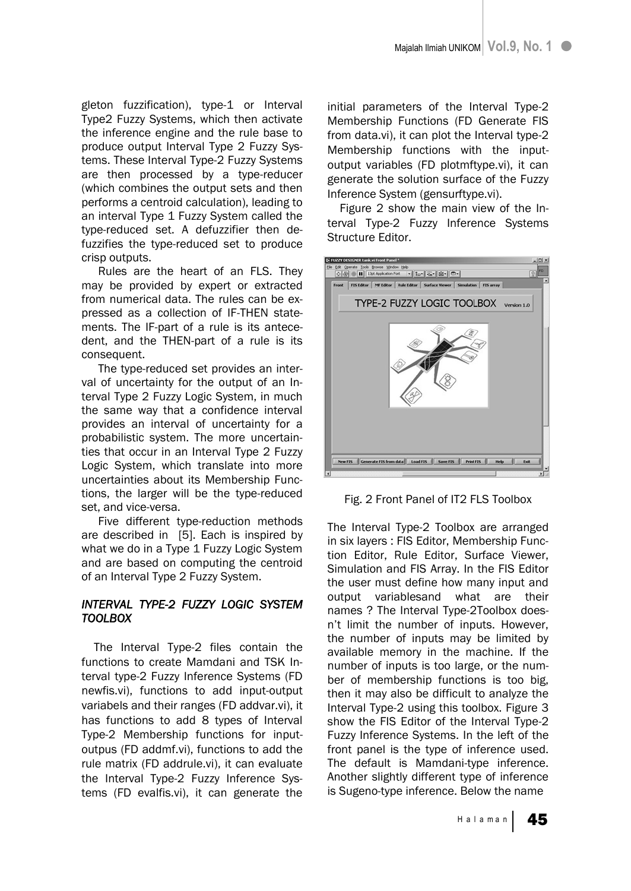gleton fuzzification), type-1 or Interval Type2 Fuzzy Systems, which then activate the inference engine and the rule base to produce output Interval Type 2 Fuzzy Systems. These Interval Type-2 Fuzzy Systems are then processed by a type-reducer (which combines the output sets and then performs a centroid calculation), leading to an interval Type 1 Fuzzy System called the type-reduced set. A defuzzifier then defuzzifies the type-reduced set to produce crisp outputs.

Rules are the heart of an FLS. They may be provided by expert or extracted from numerical data. The rules can be expressed as a collection of IF-THEN statements. The IF-part of a rule is its antecedent, and the THEN-part of a rule is its consequent.

The type-reduced set provides an interval of uncertainty for the output of an Interval Type 2 Fuzzy Logic System, in much the same way that a confidence interval provides an interval of uncertainty for a probabilistic system. The more uncertainties that occur in an Interval Type 2 Fuzzy Logic System, which translate into more uncertainties about its Membership Functions, the larger will be the type-reduced set, and vice-versa.

Five different type-reduction methods are described in [5]. Each is inspired by what we do in a Type 1 Fuzzy Logic System and are based on computing the centroid of an Interval Type 2 Fuzzy System.

## *INTERVAL TYPE-2 FUZZY LOGIC SYSTEM TOOLBOX*

The Interval Type-2 files contain the functions to create Mamdani and TSK Interval type-2 Fuzzy Inference Systems (FD newfis.vi), functions to add input-output variabels and their ranges (FD addvar.vi), it has functions to add 8 types of Interval Type-2 Membership functions for input-outpus (FD addmf.vi), functions to add the rule matrix (FD addrule.vi), it can evaluate the Interval Type-2 Fuzzy Inference Systems (FD evalfis.vi), it can generate the initial parameters of the Interval Type-2 Membership Functions (FD Generate FIS from data.vi), it can plot the Interval type-2 Membership functions with the input-output variables (FD plotmftype.vi), it can generate the solution surface of the Fuzzy Inference System (gensurftype.vi).

Figure 2 show the main view of the Interval Type-2 Fuzzy Inference Systems Structure Editor.

Fig. 2 Front Panel of IT2 FLS Toolbox

The Interval Type-2 Toolbox are arranged in six layers : FIS Editor, Membership Function Editor, Rule Editor, Surface Viewer, Simulation and FIS Array. In the FIS Editor the user must define how many input and output variablesand what are their names ? The Interval Type-2Toolbox doesn't limit the number of inputs. However, the number of inputs may be limited by available memory in the machine. If the number of inputs is too large, or the number of membership functions is too big, then it may also be difficult to analyze the Interval Type-2 using this toolbox. Figure 3 show the FIS Editor of the Interval Type-2 Fuzzy Inference Systems. In the left of the front panel is the type of inference used. The default is Mamdani-type inference. Another slightly different type of inference is Sugeno-type inference. Below the name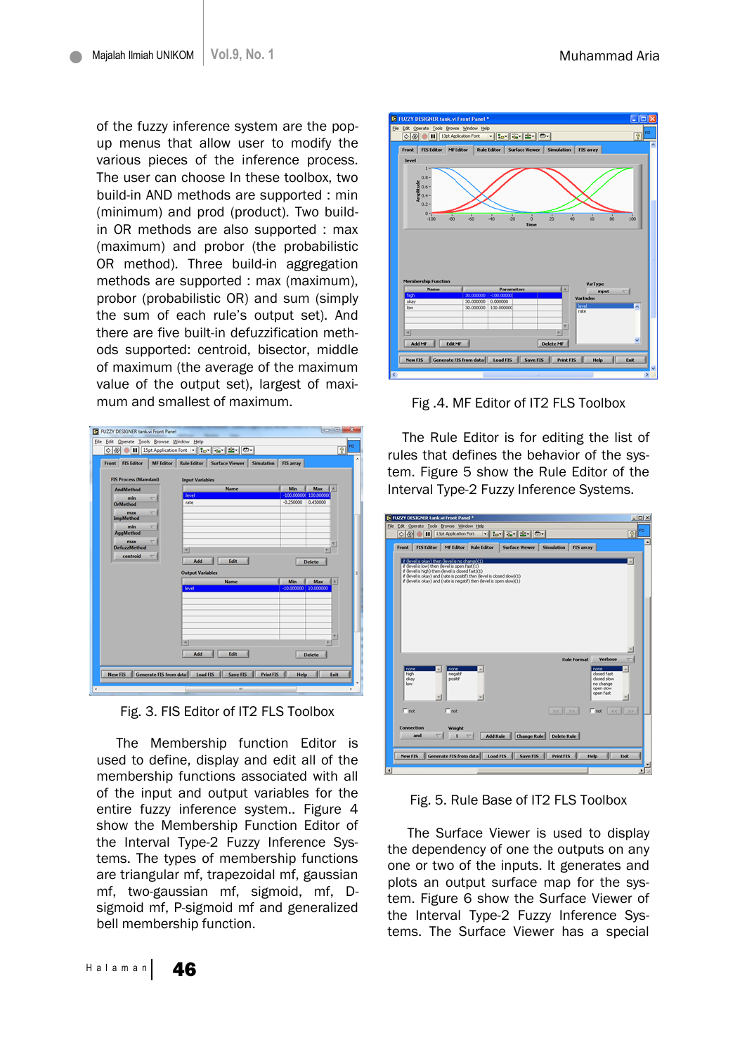of the fuzzy inference system are the pop-up menus that allow user to modify the various pieces of the inference process. The user can choose In these toolbox, two build-in AND methods are supported : min (minimum) and prod (product). Two build-in OR methods are also supported : max (maximum) and probor (the probabilistic OR method). Three build-in aggregation methods are supported : max (maximum), probor (probabilistic OR) and sum (simply the sum of each rule's output set). And there are five built-in defuzzification methods supported: centroid, bisector, middle of maximum (the average of the maximum value of the output set), largest of maximum and smallest of maximum.

Fig. 3. FIS Editor of IT2 FLS Toolbox

The Membership function Editor is used to define, display and edit all of the membership functions associated with all of the input and output variables for the entire fuzzy inference system.. Figure 4 show the Membership Function Editor of the Interval Type-2 Fuzzy Inference Systems. The types of membership functions are triangular mf, trapezoidal mf, gaussian mf, two-gaussian mf, sigmoid, mf, D-sigmoid mf, P-sigmoid mf and generalized bell membership function.

Fig .4. MF Editor of IT2 FLS Toolbox

The Rule Editor is for editing the list of rules that defines the behavior of the system. Figure 5 show the Rule Editor of the Interval Type-2 Fuzzy Inference Systems.

Fig. 5. Rule Base of IT2 FLS Toolbox

The Surface Viewer is used to display the dependency of one the outputs on any one or two of the inputs. It generates and plots an output surface map for the system. Figure 6 show the Surface Viewer of the Interval Type-2 Fuzzy Inference Systems. The Surface Viewer has a special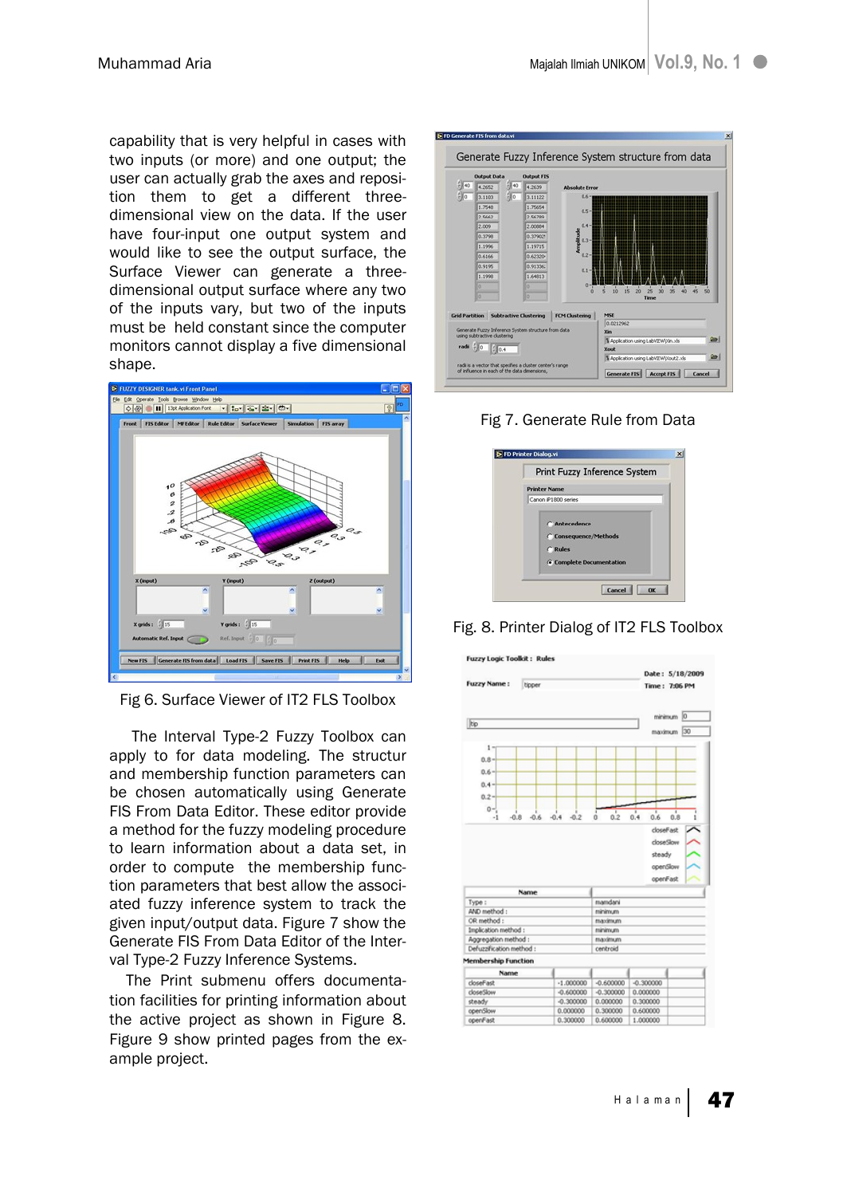capability that is very helpful in cases with two inputs (or more) and one output; the user can actually grab the axes and reposition them to get a different three-dimensional view on the data. If the user have four-input one output system and would like to see the output surface, the Surface Viewer can generate a three-dimensional output surface where any two of the inputs vary, but two of the inputs must be held constant since the computer monitors cannot display a five dimensional shape.

Fig 6. Surface Viewer of IT2 FLS Toolbox

The Interval Type-2 Fuzzy Toolbox can apply to for data modeling. The structur and membership function parameters can be chosen automatically using Generate FIS From Data Editor. These editor provide a method for the fuzzy modeling procedure to learn information about a data set, in order to compute the membership function parameters that best allow the associated fuzzy inference system to track the given input/output data. Figure 7 show the Generate FIS From Data Editor of the Interval Type-2 Fuzzy Inference Systems.

The Print submenu offers documentation facilities for printing information about the active project as shown in Figure 8. Figure 9 show printed pages from the example project.

Fig 7. Generate Rule from Data

Fig. 8. Printer Dialog of IT2 FLS Toolbox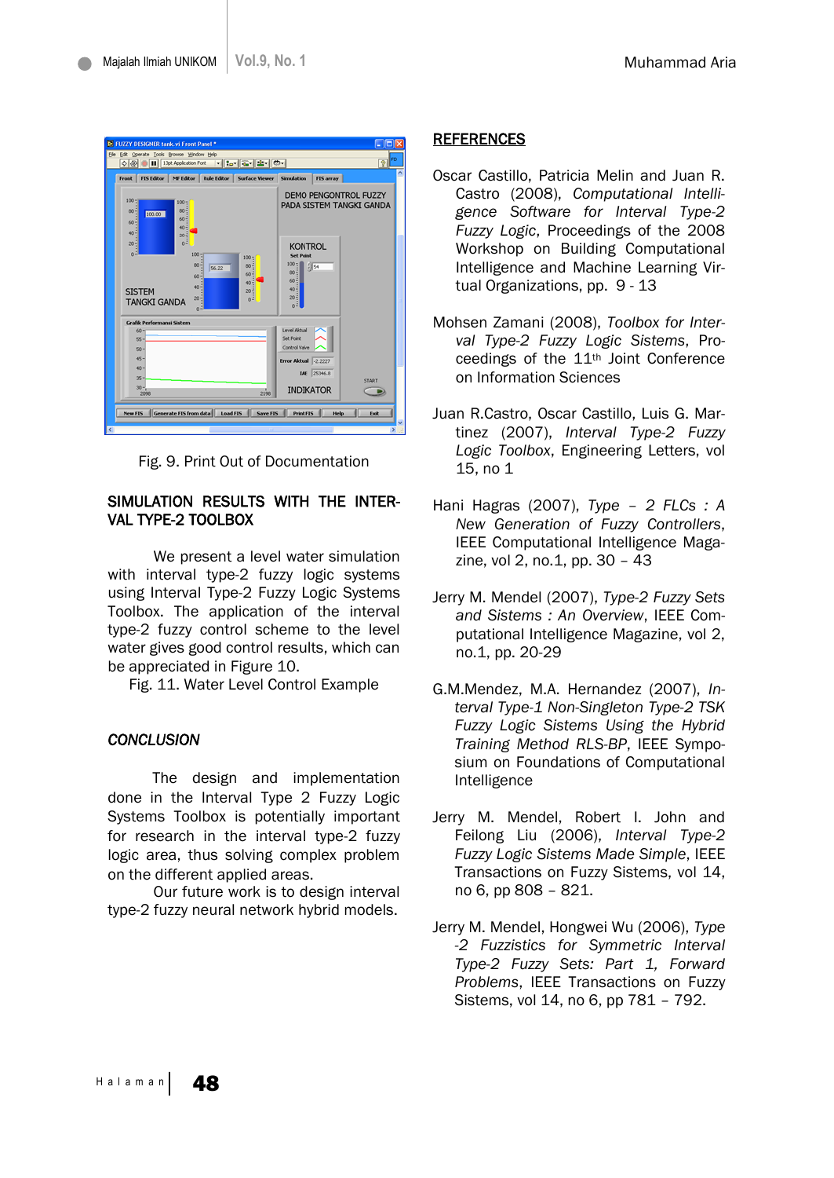Fig. 9. Print Out of Documentation

## SIMULATION RESULTS WITH THE INTERVAL TYPE-2 TOOLBOX

We present a level water simulation with interval type-2 fuzzy logic systems using Interval Type-2 Fuzzy Logic Systems Toolbox. The application of the interval type-2 fuzzy control scheme to the level water gives good control results, which can be appreciated in Figure 10.

Fig. 11. Water Level Control Example

## *CONCLUSION*

The design and implementation done in the Interval Type 2 Fuzzy Logic Systems Toolbox is potentially important for research in the interval type-2 fuzzy logic area, thus solving complex problem on the different applied areas.

Our future work is to design interval type-2 fuzzy neural network hybrid models.

## REFERENCES

Oscar Castillo, Patricia Melin and Juan R. Castro (2008), *Computational Intelligence Software for Interval Type-2 Fuzzy Logic*, Proceedings of the 2008 Workshop on Building Computational Intelligence and Machine Learning Virtual Organizations, pp. 9 - 13

Mohsen Zamani (2008), *Toolbox for Interval Type-2 Fuzzy Logic Sistems*, Proceedings of the 11th Joint Conference on Information Sciences

Juan R.Castro, Oscar Castillo, Luis G. Martinez (2007), *Interval Type-2 Fuzzy Logic Toolbox*, Engineering Letters, vol 15, no 1

Hani Hagras (2007), *Type – 2 FLCs : A New Generation of Fuzzy Controllers*, IEEE Computational Intelligence Magazine, vol 2, no.1, pp. 30 – 43

Jerry M. Mendel (2007), *Type-2 Fuzzy Sets and Sistems : An Overview*, IEEE Computational Intelligence Magazine, vol 2, no.1, pp. 20-29

G.M.Mendez, M.A. Hernandez (2007), *Interval Type-1 Non-Singleton Type-2 TSK Fuzzy Logic Sistems Using the Hybrid Training Method RLS-BP*, IEEE Symposium on Foundations of Computational Intelligence

Jerry M. Mendel, Robert I. John and Feilong Liu (2006), *Interval Type-2 Fuzzy Logic Sistems Made Simple*, IEEE Transactions on Fuzzy Sistems, vol 14, no 6, pp 808 – 821.

Jerry M. Mendel, Hongwei Wu (2006), *Type -2 Fuzzistics for Symmetric Interval Type-2 Fuzzy Sets: Part 1, Forward Problems*, IEEE Transactions on Fuzzy Sistems, vol 14, no 6, pp 781 – 792.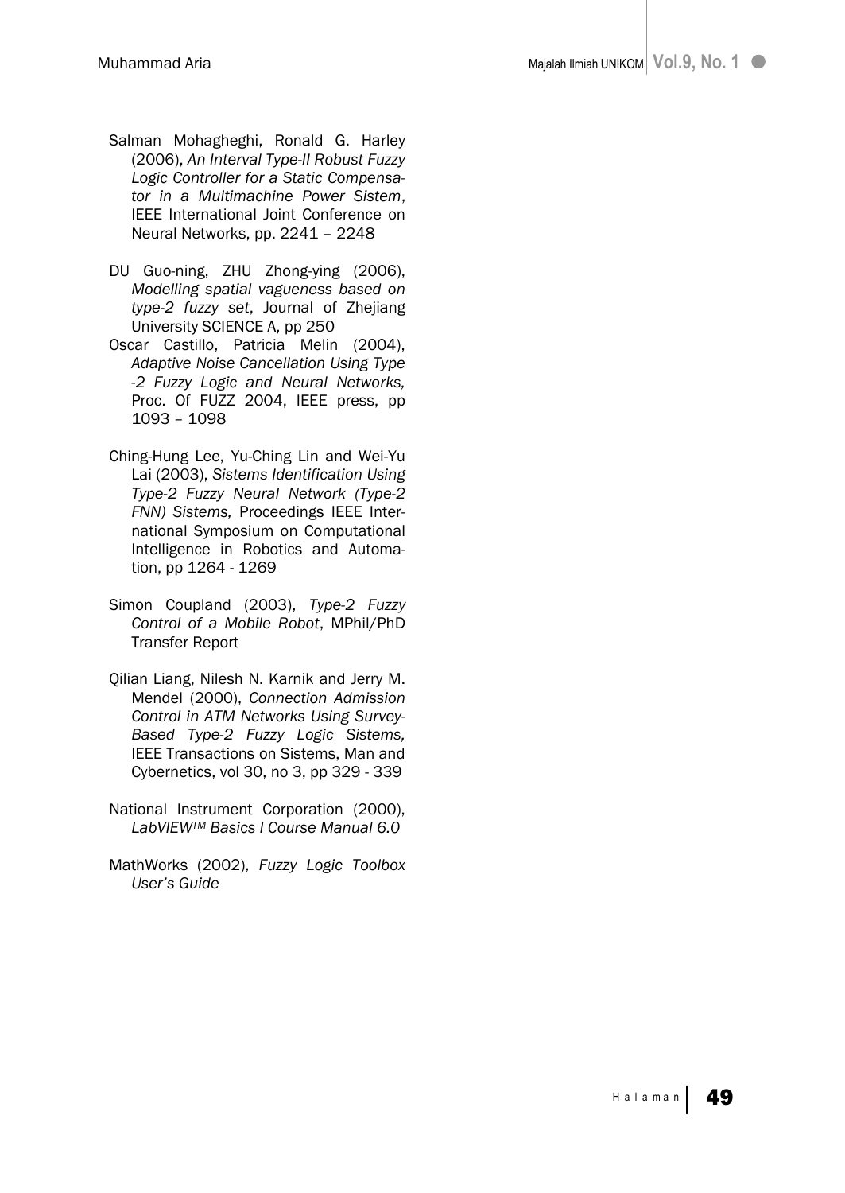Salman Mohagheghi, Ronald G. Harley (2006), *An Interval Type-II Robust Fuzzy Logic Controller for a Static Compensator in a Multimachine Power Sistem*, IEEE International Joint Conference on Neural Networks, pp. 2241 – 2248

DU Guo-ning, ZHU Zhong-ying (2006), *Modelling spatial vagueness based on type-2 fuzzy set*, Journal of Zhejiang University SCIENCE A, pp 250

Oscar Castillo, Patricia Melin (2004), *Adaptive Noise Cancellation Using Type -2 Fuzzy Logic and Neural Networks,* Proc. Of FUZZ 2004, IEEE press, pp 1093 – 1098

Ching-Hung Lee, Yu-Ching Lin and Wei-Yu Lai (2003), *Sistems Identification Using Type-2 Fuzzy Neural Network (Type-2 FNN) Sistems,* Proceedings IEEE International Symposium on Computational Intelligence in Robotics and Automation, pp 1264 - 1269

Simon Coupland (2003), *Type-2 Fuzzy Control of a Mobile Robot*, MPhil/PhD Transfer Report

Qilian Liang, Nilesh N. Karnik and Jerry M. Mendel (2000), *Connection Admission Control in ATM Networks Using Survey-Based Type-2 Fuzzy Logic Sistems,* IEEE Transactions on Sistems, Man and Cybernetics, vol 30, no 3, pp 329 - 339

National Instrument Corporation (2000), *LabVIEW™ Basics I Course Manual 6.0*

MathWorks (2002), *Fuzzy Logic Toolbox User's Guide*